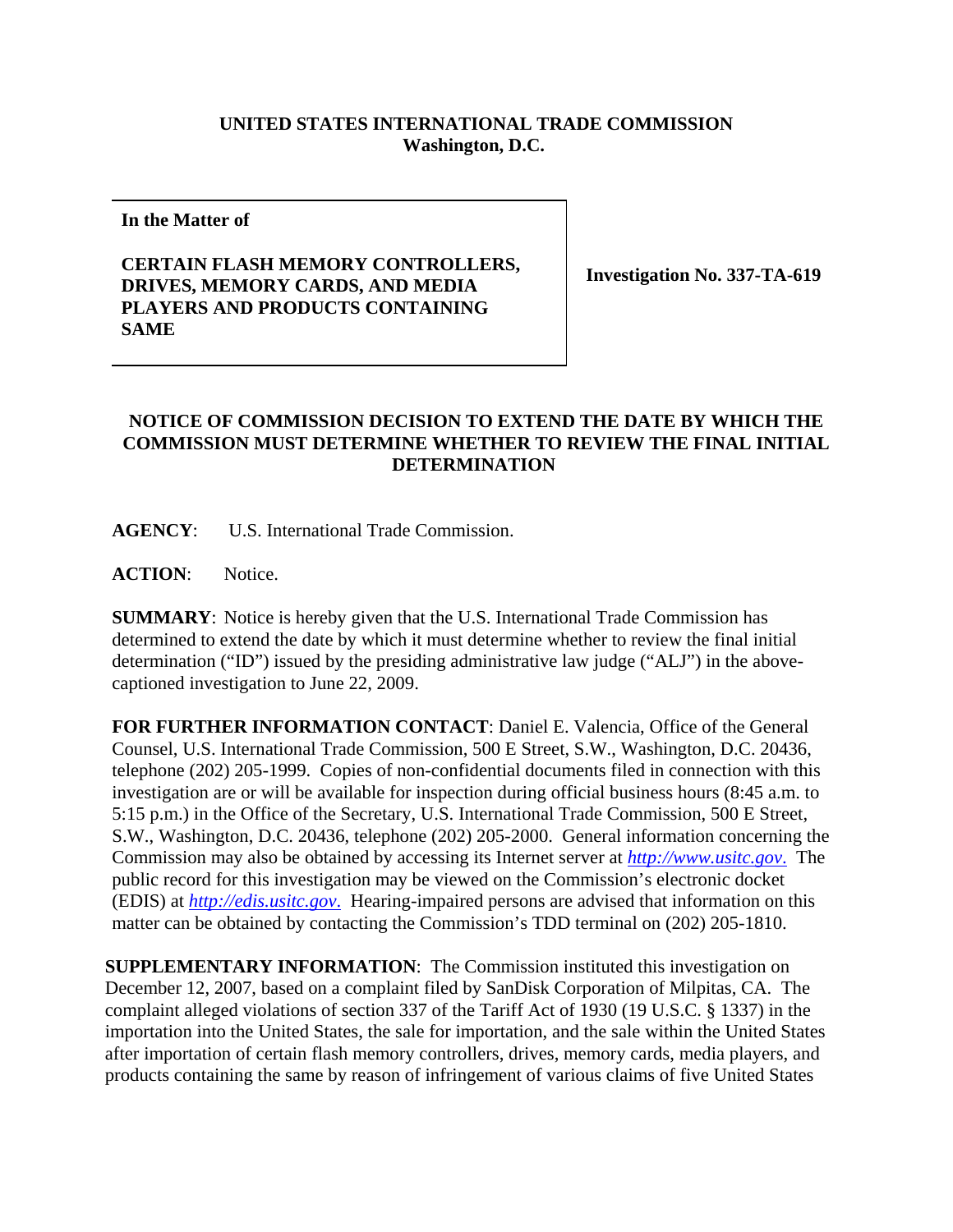**UNITED STATES INTERNATIONAL TRADE COMMISSION**
**Washington, D.C.**

| In the Matter of<br><br>**CERTAIN FLASH MEMORY CONTROLLERS, DRIVES, MEMORY CARDS, AND MEDIA PLAYERS AND PRODUCTS CONTAINING SAME** | **Investigation No. 337-TA-619** |
|---|---|

## NOTICE OF COMMISSION DECISION TO EXTEND THE DATE BY WHICH THE COMMISSION MUST DETERMINE WHETHER TO REVIEW THE FINAL INITIAL DETERMINATION

**AGENCY**: U.S. International Trade Commission.

**ACTION**: Notice.

**SUMMARY**: Notice is hereby given that the U.S. International Trade Commission has determined to extend the date by which it must determine whether to review the final initial determination ("ID") issued by the presiding administrative law judge ("ALJ") in the above-captioned investigation to June 22, 2009.

**FOR FURTHER INFORMATION CONTACT**: Daniel E. Valencia, Office of the General Counsel, U.S. International Trade Commission, 500 E Street, S.W., Washington, D.C. 20436, telephone (202) 205-1999. Copies of non-confidential documents filed in connection with this investigation are or will be available for inspection during official business hours (8:45 a.m. to 5:15 p.m.) in the Office of the Secretary, U.S. International Trade Commission, 500 E Street, S.W., Washington, D.C. 20436, telephone (202) 205-2000. General information concerning the Commission may also be obtained by accessing its Internet server at *http://www.usitc.gov*. The public record for this investigation may be viewed on the Commission's electronic docket (EDIS) at *http://edis.usitc.gov*. Hearing-impaired persons are advised that information on this matter can be obtained by contacting the Commission's TDD terminal on (202) 205-1810.

**SUPPLEMENTARY INFORMATION**: The Commission instituted this investigation on December 12, 2007, based on a complaint filed by SanDisk Corporation of Milpitas, CA. The complaint alleged violations of section 337 of the Tariff Act of 1930 (19 U.S.C. § 1337) in the importation into the United States, the sale for importation, and the sale within the United States after importation of certain flash memory controllers, drives, memory cards, media players, and products containing the same by reason of infringement of various claims of five United States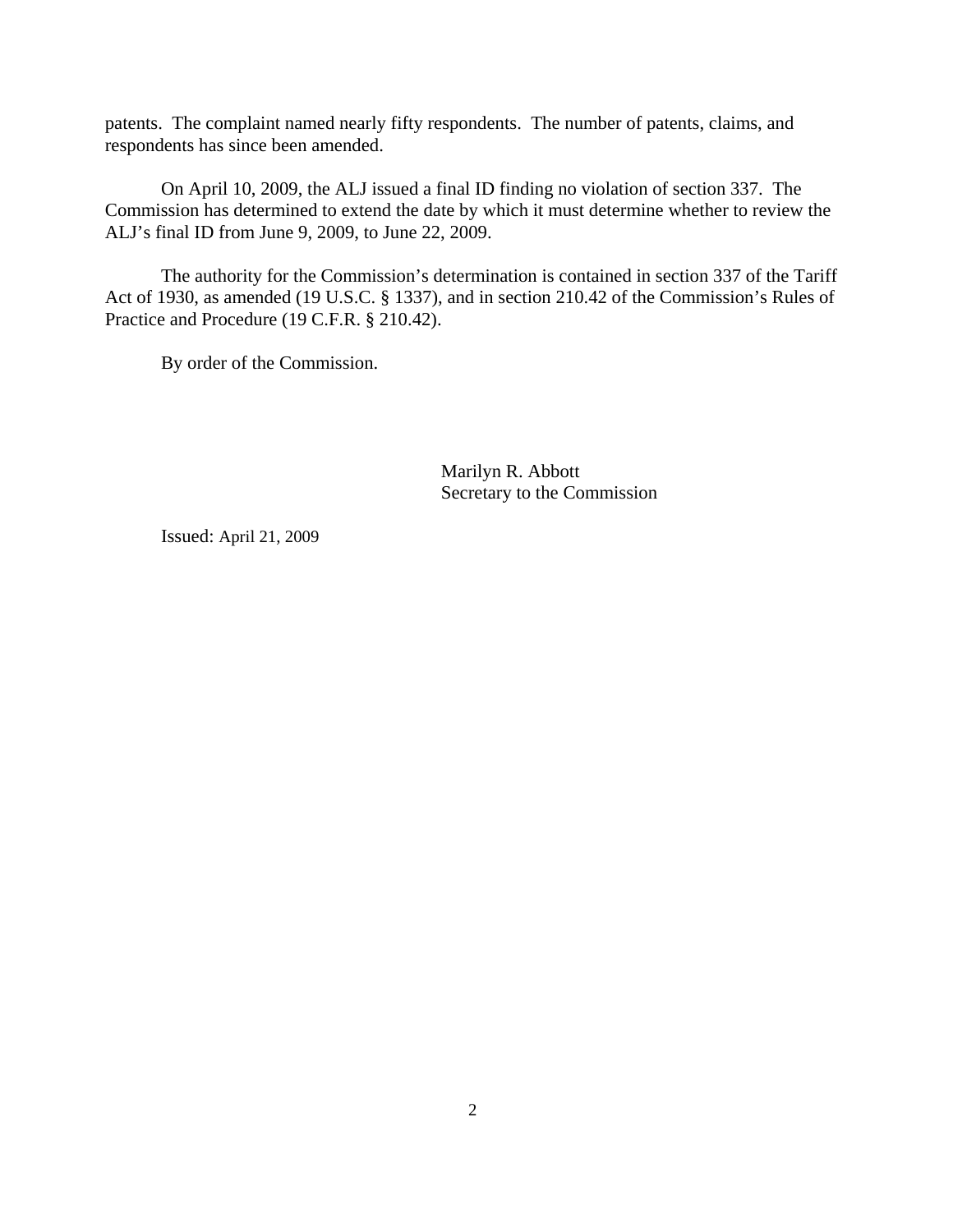patents. The complaint named nearly fifty respondents. The number of patents, claims, and respondents has since been amended.

On April 10, 2009, the ALJ issued a final ID finding no violation of section 337. The Commission has determined to extend the date by which it must determine whether to review the ALJ's final ID from June 9, 2009, to June 22, 2009.

The authority for the Commission's determination is contained in section 337 of the Tariff Act of 1930, as amended (19 U.S.C. § 1337), and in section 210.42 of the Commission's Rules of Practice and Procedure (19 C.F.R. § 210.42).

By order of the Commission.

Marilyn R. Abbott
Secretary to the Commission

Issued: April 21, 2009